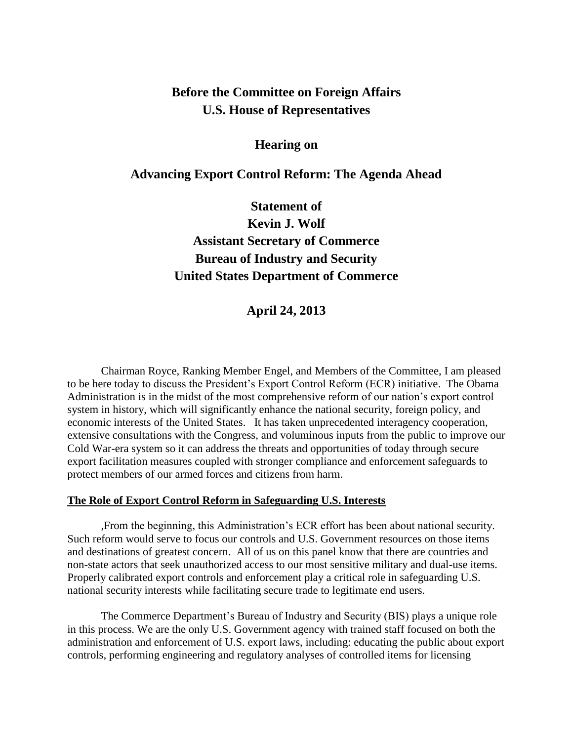# Before the Committee on Foreign Affairs
# U.S. House of Representatives

## Hearing on

## Advancing Export Control Reform: The Agenda Ahead

## Statement of
## Kevin J. Wolf
## Assistant Secretary of Commerce
## Bureau of Industry and Security
## United States Department of Commerce

## April 24, 2013

Chairman Royce, Ranking Member Engel, and Members of the Committee, I am pleased to be here today to discuss the President's Export Control Reform (ECR) initiative. The Obama Administration is in the midst of the most comprehensive reform of our nation's export control system in history, which will significantly enhance the national security, foreign policy, and economic interests of the United States. It has taken unprecedented interagency cooperation, extensive consultations with the Congress, and voluminous inputs from the public to improve our Cold War-era system so it can address the threats and opportunities of today through secure export facilitation measures coupled with stronger compliance and enforcement safeguards to protect members of our armed forces and citizens from harm.

**The Role of Export Control Reform in Safeguarding U.S. Interests**

,From the beginning, this Administration's ECR effort has been about national security. Such reform would serve to focus our controls and U.S. Government resources on those items and destinations of greatest concern. All of us on this panel know that there are countries and non-state actors that seek unauthorized access to our most sensitive military and dual-use items. Properly calibrated export controls and enforcement play a critical role in safeguarding U.S. national security interests while facilitating secure trade to legitimate end users.

The Commerce Department's Bureau of Industry and Security (BIS) plays a unique role in this process. We are the only U.S. Government agency with trained staff focused on both the administration and enforcement of U.S. export laws, including: educating the public about export controls, performing engineering and regulatory analyses of controlled items for licensing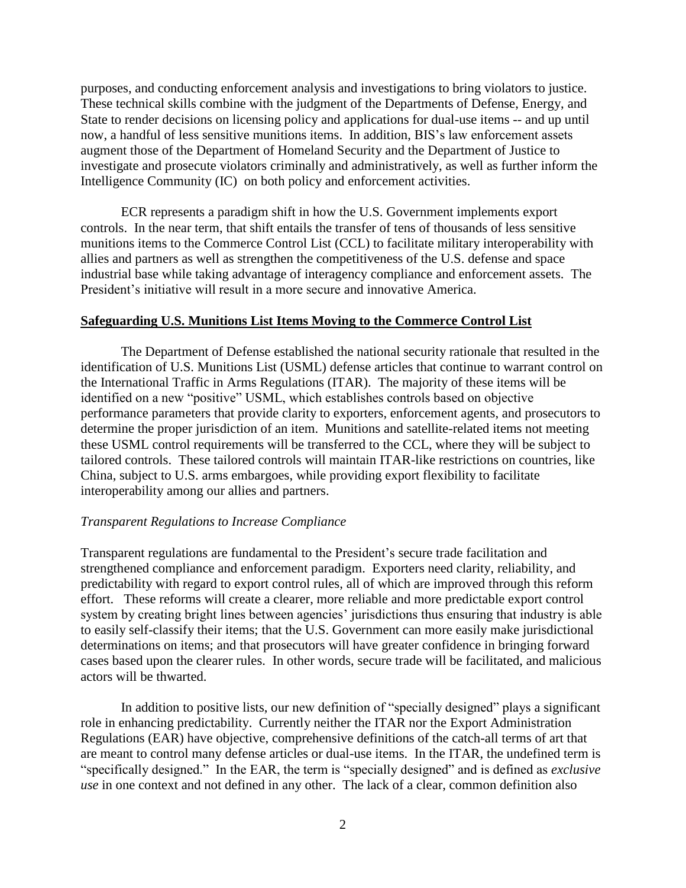purposes, and conducting enforcement analysis and investigations to bring violators to justice. These technical skills combine with the judgment of the Departments of Defense, Energy, and State to render decisions on licensing policy and applications for dual-use items -- and up until now, a handful of less sensitive munitions items. In addition, BIS's law enforcement assets augment those of the Department of Homeland Security and the Department of Justice to investigate and prosecute violators criminally and administratively, as well as further inform the Intelligence Community (IC) on both policy and enforcement activities.

ECR represents a paradigm shift in how the U.S. Government implements export controls. In the near term, that shift entails the transfer of tens of thousands of less sensitive munitions items to the Commerce Control List (CCL) to facilitate military interoperability with allies and partners as well as strengthen the competitiveness of the U.S. defense and space industrial base while taking advantage of interagency compliance and enforcement assets. The President's initiative will result in a more secure and innovative America.

## Safeguarding U.S. Munitions List Items Moving to the Commerce Control List

The Department of Defense established the national security rationale that resulted in the identification of U.S. Munitions List (USML) defense articles that continue to warrant control on the International Traffic in Arms Regulations (ITAR). The majority of these items will be identified on a new "positive" USML, which establishes controls based on objective performance parameters that provide clarity to exporters, enforcement agents, and prosecutors to determine the proper jurisdiction of an item. Munitions and satellite-related items not meeting these USML control requirements will be transferred to the CCL, where they will be subject to tailored controls. These tailored controls will maintain ITAR-like restrictions on countries, like China, subject to U.S. arms embargoes, while providing export flexibility to facilitate interoperability among our allies and partners.

### *Transparent Regulations to Increase Compliance*

Transparent regulations are fundamental to the President's secure trade facilitation and strengthened compliance and enforcement paradigm. Exporters need clarity, reliability, and predictability with regard to export control rules, all of which are improved through this reform effort. These reforms will create a clearer, more reliable and more predictable export control system by creating bright lines between agencies' jurisdictions thus ensuring that industry is able to easily self-classify their items; that the U.S. Government can more easily make jurisdictional determinations on items; and that prosecutors will have greater confidence in bringing forward cases based upon the clearer rules. In other words, secure trade will be facilitated, and malicious actors will be thwarted.

In addition to positive lists, our new definition of "specially designed" plays a significant role in enhancing predictability. Currently neither the ITAR nor the Export Administration Regulations (EAR) have objective, comprehensive definitions of the catch-all terms of art that are meant to control many defense articles or dual-use items. In the ITAR, the undefined term is "specifically designed." In the EAR, the term is "specially designed" and is defined as *exclusive use* in one context and not defined in any other. The lack of a clear, common definition also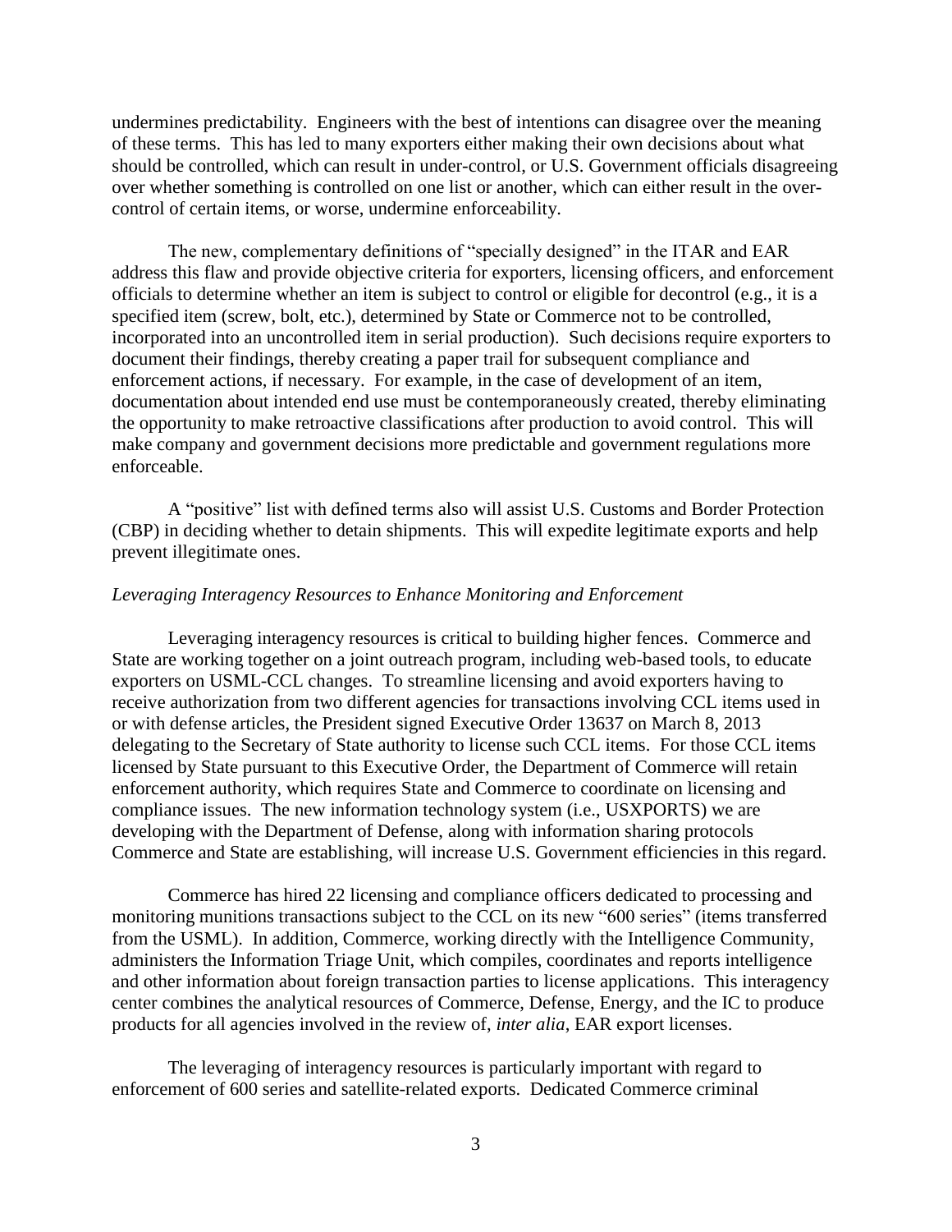undermines predictability. Engineers with the best of intentions can disagree over the meaning of these terms. This has led to many exporters either making their own decisions about what should be controlled, which can result in under-control, or U.S. Government officials disagreeing over whether something is controlled on one list or another, which can either result in the over-control of certain items, or worse, undermine enforceability.

The new, complementary definitions of "specially designed" in the ITAR and EAR address this flaw and provide objective criteria for exporters, licensing officers, and enforcement officials to determine whether an item is subject to control or eligible for decontrol (e.g., it is a specified item (screw, bolt, etc.), determined by State or Commerce not to be controlled, incorporated into an uncontrolled item in serial production). Such decisions require exporters to document their findings, thereby creating a paper trail for subsequent compliance and enforcement actions, if necessary. For example, in the case of development of an item, documentation about intended end use must be contemporaneously created, thereby eliminating the opportunity to make retroactive classifications after production to avoid control. This will make company and government decisions more predictable and government regulations more enforceable.

A "positive" list with defined terms also will assist U.S. Customs and Border Protection (CBP) in deciding whether to detain shipments. This will expedite legitimate exports and help prevent illegitimate ones.

*Leveraging Interagency Resources to Enhance Monitoring and Enforcement*

Leveraging interagency resources is critical to building higher fences. Commerce and State are working together on a joint outreach program, including web-based tools, to educate exporters on USML-CCL changes. To streamline licensing and avoid exporters having to receive authorization from two different agencies for transactions involving CCL items used in or with defense articles, the President signed Executive Order 13637 on March 8, 2013 delegating to the Secretary of State authority to license such CCL items. For those CCL items licensed by State pursuant to this Executive Order, the Department of Commerce will retain enforcement authority, which requires State and Commerce to coordinate on licensing and compliance issues. The new information technology system (i.e., USXPORTS) we are developing with the Department of Defense, along with information sharing protocols Commerce and State are establishing, will increase U.S. Government efficiencies in this regard.

Commerce has hired 22 licensing and compliance officers dedicated to processing and monitoring munitions transactions subject to the CCL on its new "600 series" (items transferred from the USML). In addition, Commerce, working directly with the Intelligence Community, administers the Information Triage Unit, which compiles, coordinates and reports intelligence and other information about foreign transaction parties to license applications. This interagency center combines the analytical resources of Commerce, Defense, Energy, and the IC to produce products for all agencies involved in the review of, *inter alia*, EAR export licenses.

The leveraging of interagency resources is particularly important with regard to enforcement of 600 series and satellite-related exports. Dedicated Commerce criminal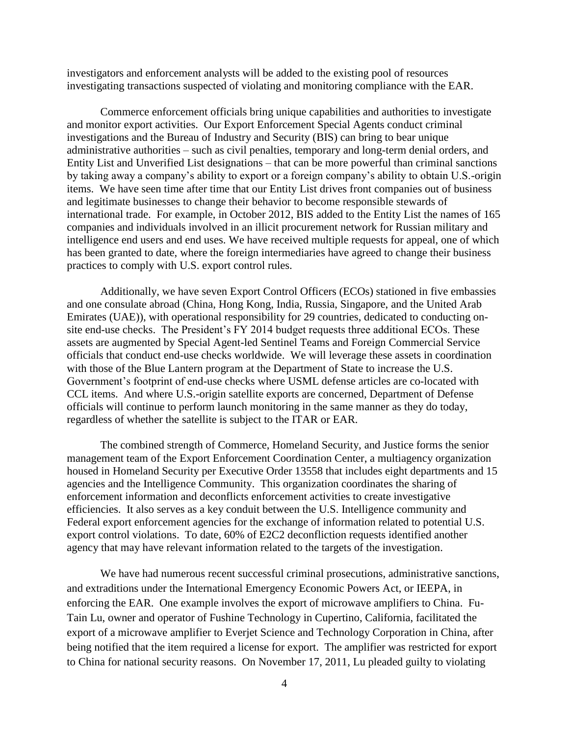investigators and enforcement analysts will be added to the existing pool of resources investigating transactions suspected of violating and monitoring compliance with the EAR.

Commerce enforcement officials bring unique capabilities and authorities to investigate and monitor export activities. Our Export Enforcement Special Agents conduct criminal investigations and the Bureau of Industry and Security (BIS) can bring to bear unique administrative authorities – such as civil penalties, temporary and long-term denial orders, and Entity List and Unverified List designations – that can be more powerful than criminal sanctions by taking away a company's ability to export or a foreign company's ability to obtain U.S.-origin items. We have seen time after time that our Entity List drives front companies out of business and legitimate businesses to change their behavior to become responsible stewards of international trade. For example, in October 2012, BIS added to the Entity List the names of 165 companies and individuals involved in an illicit procurement network for Russian military and intelligence end users and end uses. We have received multiple requests for appeal, one of which has been granted to date, where the foreign intermediaries have agreed to change their business practices to comply with U.S. export control rules.

Additionally, we have seven Export Control Officers (ECOs) stationed in five embassies and one consulate abroad (China, Hong Kong, India, Russia, Singapore, and the United Arab Emirates (UAE)), with operational responsibility for 29 countries, dedicated to conducting on-site end-use checks. The President's FY 2014 budget requests three additional ECOs. These assets are augmented by Special Agent-led Sentinel Teams and Foreign Commercial Service officials that conduct end-use checks worldwide. We will leverage these assets in coordination with those of the Blue Lantern program at the Department of State to increase the U.S. Government's footprint of end-use checks where USML defense articles are co-located with CCL items. And where U.S.-origin satellite exports are concerned, Department of Defense officials will continue to perform launch monitoring in the same manner as they do today, regardless of whether the satellite is subject to the ITAR or EAR.

The combined strength of Commerce, Homeland Security, and Justice forms the senior management team of the Export Enforcement Coordination Center, a multiagency organization housed in Homeland Security per Executive Order 13558 that includes eight departments and 15 agencies and the Intelligence Community. This organization coordinates the sharing of enforcement information and deconflicts enforcement activities to create investigative efficiencies. It also serves as a key conduit between the U.S. Intelligence community and Federal export enforcement agencies for the exchange of information related to potential U.S. export control violations. To date, 60% of E2C2 deconfliction requests identified another agency that may have relevant information related to the targets of the investigation.

We have had numerous recent successful criminal prosecutions, administrative sanctions, and extraditions under the International Emergency Economic Powers Act, or IEEPA, in enforcing the EAR. One example involves the export of microwave amplifiers to China. Fu-Tain Lu, owner and operator of Fushine Technology in Cupertino, California, facilitated the export of a microwave amplifier to Everjet Science and Technology Corporation in China, after being notified that the item required a license for export. The amplifier was restricted for export to China for national security reasons. On November 17, 2011, Lu pleaded guilty to violating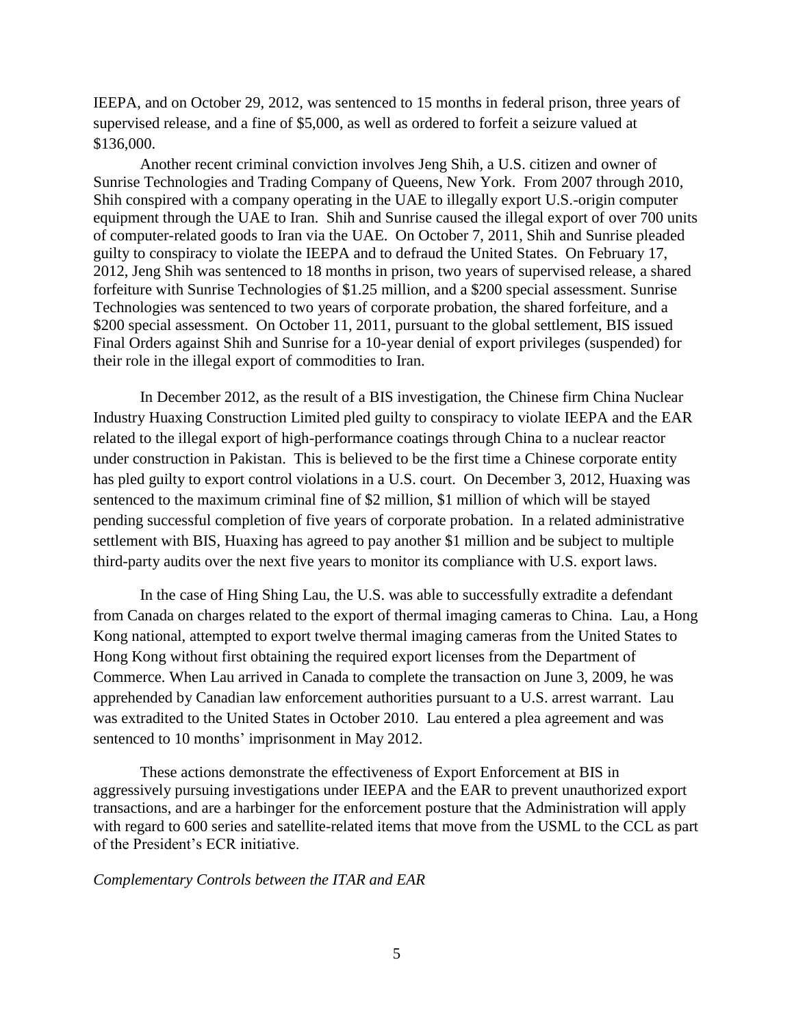IEEPA, and on October 29, 2012, was sentenced to 15 months in federal prison, three years of supervised release, and a fine of $5,000, as well as ordered to forfeit a seizure valued at $136,000.

Another recent criminal conviction involves Jeng Shih, a U.S. citizen and owner of Sunrise Technologies and Trading Company of Queens, New York. From 2007 through 2010, Shih conspired with a company operating in the UAE to illegally export U.S.-origin computer equipment through the UAE to Iran. Shih and Sunrise caused the illegal export of over 700 units of computer-related goods to Iran via the UAE. On October 7, 2011, Shih and Sunrise pleaded guilty to conspiracy to violate the IEEPA and to defraud the United States. On February 17, 2012, Jeng Shih was sentenced to 18 months in prison, two years of supervised release, a shared forfeiture with Sunrise Technologies of $1.25 million, and a $200 special assessment. Sunrise Technologies was sentenced to two years of corporate probation, the shared forfeiture, and a $200 special assessment. On October 11, 2011, pursuant to the global settlement, BIS issued Final Orders against Shih and Sunrise for a 10-year denial of export privileges (suspended) for their role in the illegal export of commodities to Iran.

In December 2012, as the result of a BIS investigation, the Chinese firm China Nuclear Industry Huaxing Construction Limited pled guilty to conspiracy to violate IEEPA and the EAR related to the illegal export of high-performance coatings through China to a nuclear reactor under construction in Pakistan. This is believed to be the first time a Chinese corporate entity has pled guilty to export control violations in a U.S. court. On December 3, 2012, Huaxing was sentenced to the maximum criminal fine of $2 million, $1 million of which will be stayed pending successful completion of five years of corporate probation. In a related administrative settlement with BIS, Huaxing has agreed to pay another $1 million and be subject to multiple third-party audits over the next five years to monitor its compliance with U.S. export laws.

In the case of Hing Shing Lau, the U.S. was able to successfully extradite a defendant from Canada on charges related to the export of thermal imaging cameras to China. Lau, a Hong Kong national, attempted to export twelve thermal imaging cameras from the United States to Hong Kong without first obtaining the required export licenses from the Department of Commerce. When Lau arrived in Canada to complete the transaction on June 3, 2009, he was apprehended by Canadian law enforcement authorities pursuant to a U.S. arrest warrant. Lau was extradited to the United States in October 2010. Lau entered a plea agreement and was sentenced to 10 months' imprisonment in May 2012.

These actions demonstrate the effectiveness of Export Enforcement at BIS in aggressively pursuing investigations under IEEPA and the EAR to prevent unauthorized export transactions, and are a harbinger for the enforcement posture that the Administration will apply with regard to 600 series and satellite-related items that move from the USML to the CCL as part of the President's ECR initiative.

*Complementary Controls between the ITAR and EAR*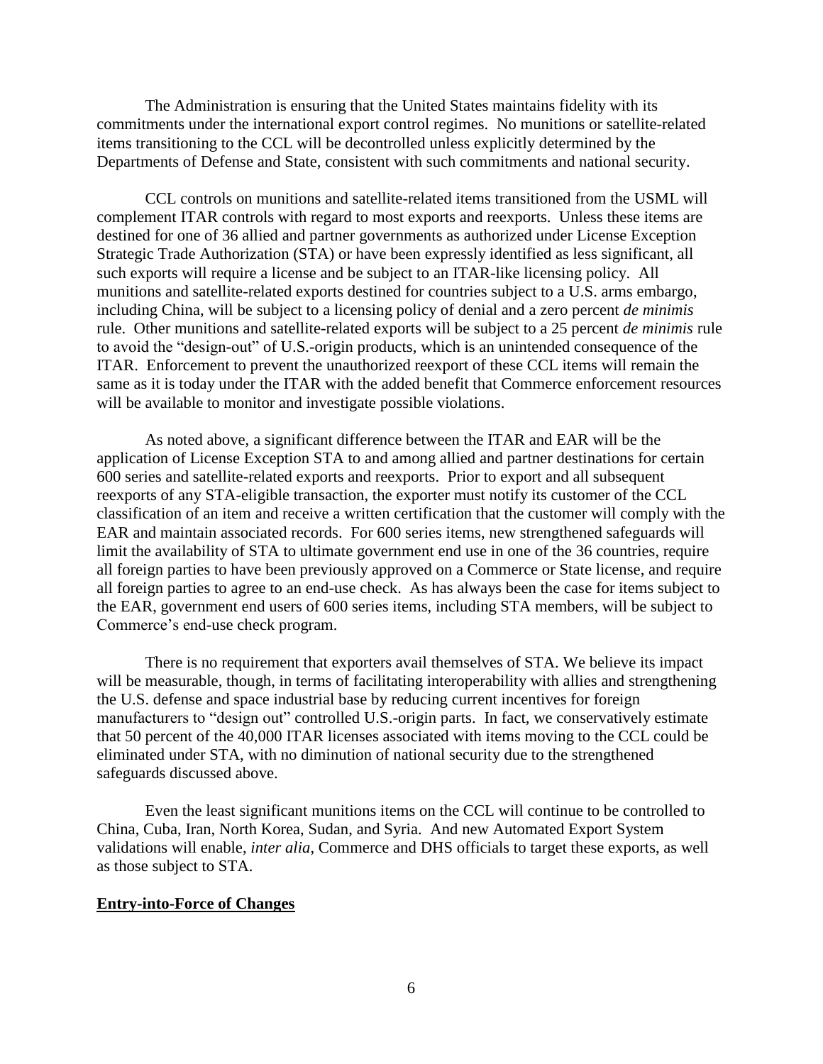The Administration is ensuring that the United States maintains fidelity with its commitments under the international export control regimes. No munitions or satellite-related items transitioning to the CCL will be decontrolled unless explicitly determined by the Departments of Defense and State, consistent with such commitments and national security.

CCL controls on munitions and satellite-related items transitioned from the USML will complement ITAR controls with regard to most exports and reexports. Unless these items are destined for one of 36 allied and partner governments as authorized under License Exception Strategic Trade Authorization (STA) or have been expressly identified as less significant, all such exports will require a license and be subject to an ITAR-like licensing policy. All munitions and satellite-related exports destined for countries subject to a U.S. arms embargo, including China, will be subject to a licensing policy of denial and a zero percent *de minimis* rule. Other munitions and satellite-related exports will be subject to a 25 percent *de minimis* rule to avoid the "design-out" of U.S.-origin products, which is an unintended consequence of the ITAR. Enforcement to prevent the unauthorized reexport of these CCL items will remain the same as it is today under the ITAR with the added benefit that Commerce enforcement resources will be available to monitor and investigate possible violations.

As noted above, a significant difference between the ITAR and EAR will be the application of License Exception STA to and among allied and partner destinations for certain 600 series and satellite-related exports and reexports. Prior to export and all subsequent reexports of any STA-eligible transaction, the exporter must notify its customer of the CCL classification of an item and receive a written certification that the customer will comply with the EAR and maintain associated records. For 600 series items, new strengthened safeguards will limit the availability of STA to ultimate government end use in one of the 36 countries, require all foreign parties to have been previously approved on a Commerce or State license, and require all foreign parties to agree to an end-use check. As has always been the case for items subject to the EAR, government end users of 600 series items, including STA members, will be subject to Commerce's end-use check program.

There is no requirement that exporters avail themselves of STA. We believe its impact will be measurable, though, in terms of facilitating interoperability with allies and strengthening the U.S. defense and space industrial base by reducing current incentives for foreign manufacturers to "design out" controlled U.S.-origin parts. In fact, we conservatively estimate that 50 percent of the 40,000 ITAR licenses associated with items moving to the CCL could be eliminated under STA, with no diminution of national security due to the strengthened safeguards discussed above.

Even the least significant munitions items on the CCL will continue to be controlled to China, Cuba, Iran, North Korea, Sudan, and Syria. And new Automated Export System validations will enable, *inter alia*, Commerce and DHS officials to target these exports, as well as those subject to STA.

## **Entry-into-Force of Changes**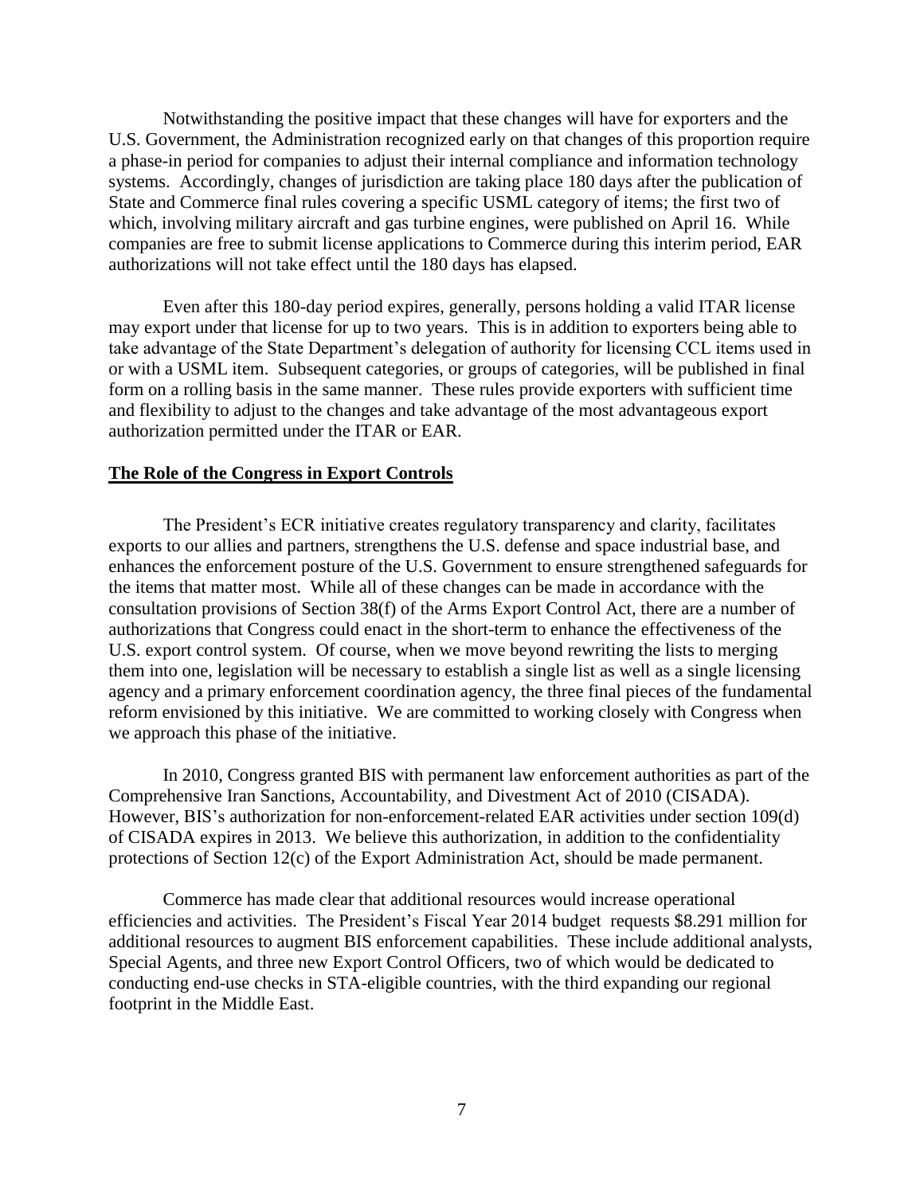Notwithstanding the positive impact that these changes will have for exporters and the U.S. Government, the Administration recognized early on that changes of this proportion require a phase-in period for companies to adjust their internal compliance and information technology systems. Accordingly, changes of jurisdiction are taking place 180 days after the publication of State and Commerce final rules covering a specific USML category of items; the first two of which, involving military aircraft and gas turbine engines, were published on April 16. While companies are free to submit license applications to Commerce during this interim period, EAR authorizations will not take effect until the 180 days has elapsed.

Even after this 180-day period expires, generally, persons holding a valid ITAR license may export under that license for up to two years. This is in addition to exporters being able to take advantage of the State Department's delegation of authority for licensing CCL items used in or with a USML item. Subsequent categories, or groups of categories, will be published in final form on a rolling basis in the same manner. These rules provide exporters with sufficient time and flexibility to adjust to the changes and take advantage of the most advantageous export authorization permitted under the ITAR or EAR.

## The Role of the Congress in Export Controls

The President's ECR initiative creates regulatory transparency and clarity, facilitates exports to our allies and partners, strengthens the U.S. defense and space industrial base, and enhances the enforcement posture of the U.S. Government to ensure strengthened safeguards for the items that matter most. While all of these changes can be made in accordance with the consultation provisions of Section 38(f) of the Arms Export Control Act, there are a number of authorizations that Congress could enact in the short-term to enhance the effectiveness of the U.S. export control system. Of course, when we move beyond rewriting the lists to merging them into one, legislation will be necessary to establish a single list as well as a single licensing agency and a primary enforcement coordination agency, the three final pieces of the fundamental reform envisioned by this initiative. We are committed to working closely with Congress when we approach this phase of the initiative.

In 2010, Congress granted BIS with permanent law enforcement authorities as part of the Comprehensive Iran Sanctions, Accountability, and Divestment Act of 2010 (CISADA). However, BIS's authorization for non-enforcement-related EAR activities under section 109(d) of CISADA expires in 2013. We believe this authorization, in addition to the confidentiality protections of Section 12(c) of the Export Administration Act, should be made permanent.

Commerce has made clear that additional resources would increase operational efficiencies and activities. The President's Fiscal Year 2014 budget requests $8.291 million for additional resources to augment BIS enforcement capabilities. These include additional analysts, Special Agents, and three new Export Control Officers, two of which would be dedicated to conducting end-use checks in STA-eligible countries, with the third expanding our regional footprint in the Middle East.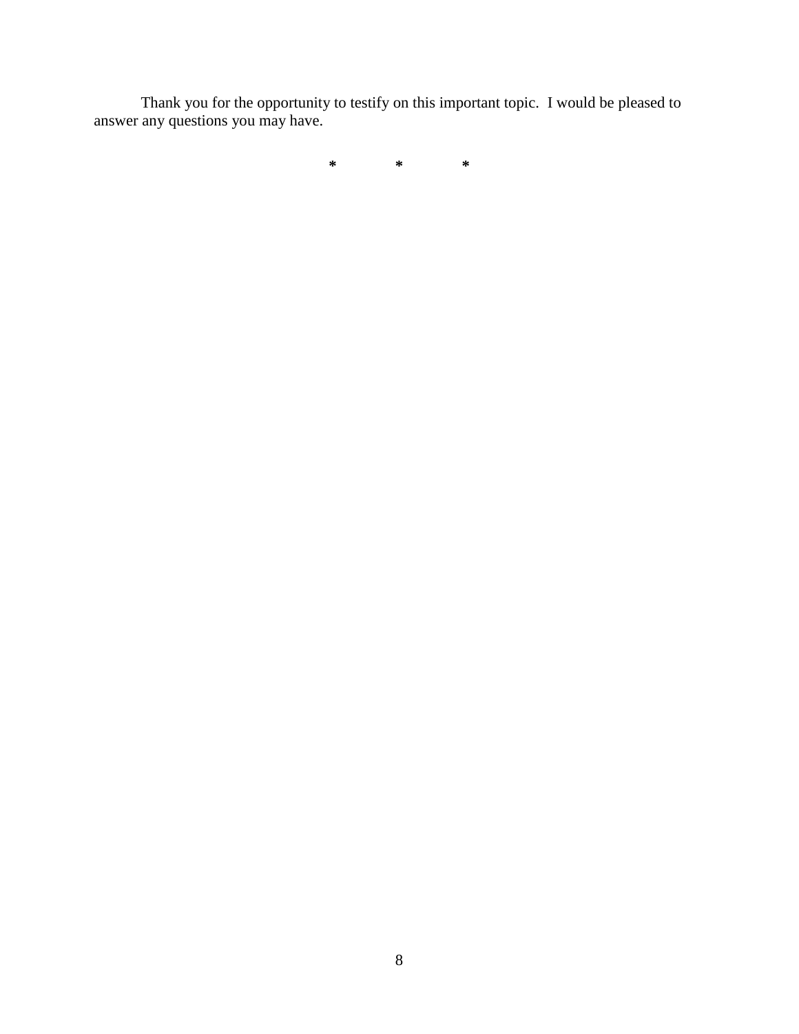Thank you for the opportunity to testify on this important topic. I would be pleased to answer any questions you may have.

*           *           *